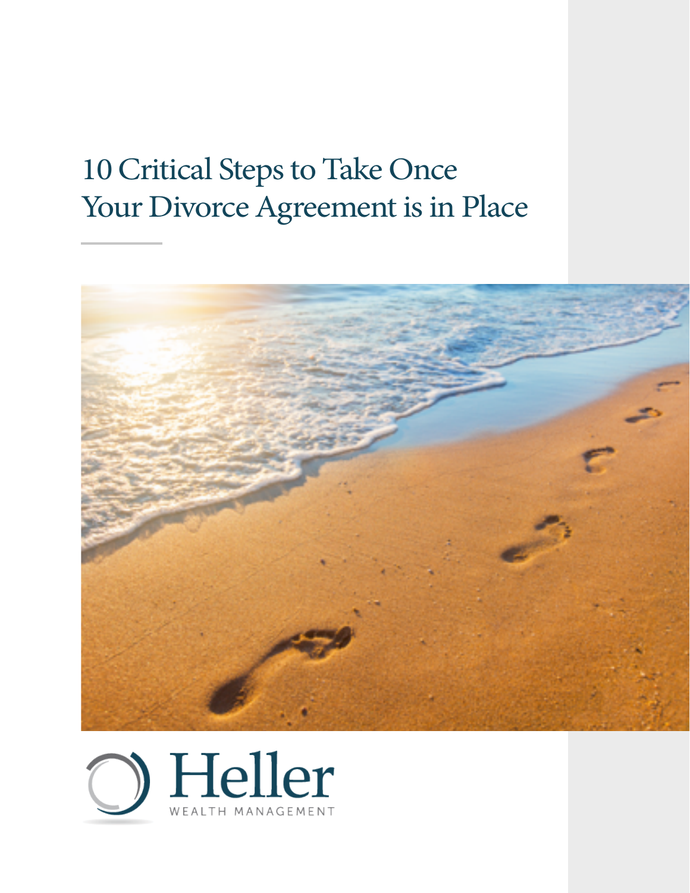# 10 Critical Steps to Take Once Your Divorce Agreement is in Place

Heller

WEALTH MANAGEMENT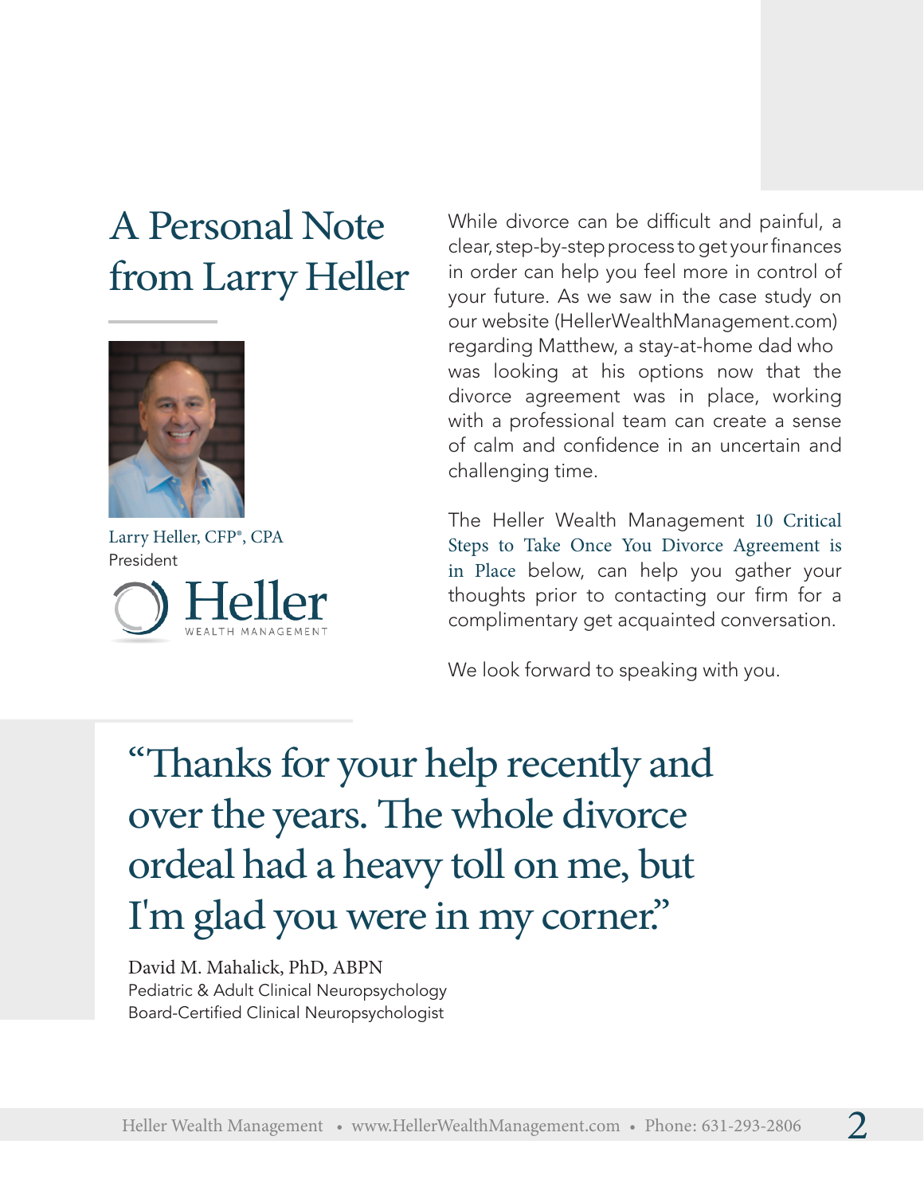# A Personal Note from Larry Heller

Larry Heller, CFP®, CPA
President

Heller
WEALTH MANAGEMENT

While divorce can be difficult and painful, a clear, step-by-step process to get your finances in order can help you feel more in control of your future. As we saw in the case study on our website (HellerWealthManagement.com) regarding Matthew, a stay-at-home dad who was looking at his options now that the divorce agreement was in place, working with a professional team can create a sense of calm and confidence in an uncertain and challenging time.

The Heller Wealth Management 10 Critical Steps to Take Once You Divorce Agreement is in Place below, can help you gather your thoughts prior to contacting our firm for a complimentary get acquainted conversation.

We look forward to speaking with you.

> "Thanks for your help recently and over the years. The whole divorce ordeal had a heavy toll on me, but I'm glad you were in my corner."

David M. Mahalick, PhD, ABPN
Pediatric & Adult Clinical Neuropsychology
Board-Certified Clinical Neuropsychologist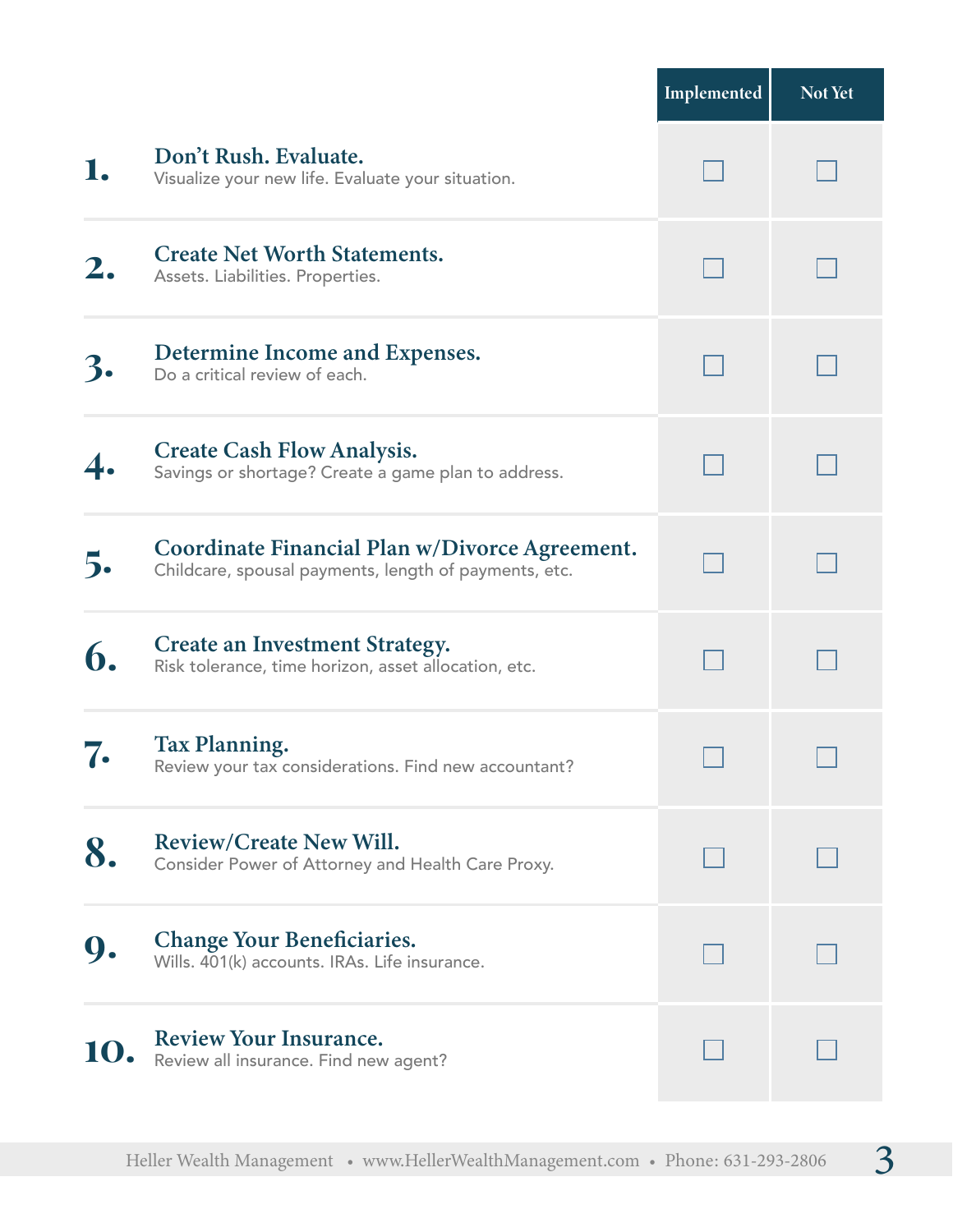| | | Implemented | Not Yet |
|---|---|---|---|
| **1.** | **Don't Rush. Evaluate.** Visualize your new life. Evaluate your situation. | ☐ | ☐ |
| **2.** | **Create Net Worth Statements.** Assets. Liabilities. Properties. | ☐ | ☐ |
| **3.** | **Determine Income and Expenses.** Do a critical review of each. | ☐ | ☐ |
| **4.** | **Create Cash Flow Analysis.** Savings or shortage? Create a game plan to address. | ☐ | ☐ |
| **5.** | **Coordinate Financial Plan w/Divorce Agreement.** Childcare, spousal payments, length of payments, etc. | ☐ | ☐ |
| **6.** | **Create an Investment Strategy.** Risk tolerance, time horizon, asset allocation, etc. | ☐ | ☐ |
| **7.** | **Tax Planning.** Review your tax considerations. Find new accountant? | ☐ | ☐ |
| **8.** | **Review/Create New Will.** Consider Power of Attorney and Health Care Proxy. | ☐ | ☐ |
| **9.** | **Change Your Beneficiaries.** Wills. 401(k) accounts. IRAs. Life insurance. | ☐ | ☐ |
| **10.** | **Review Your Insurance.** Review all insurance. Find new agent? | ☐ | ☐ |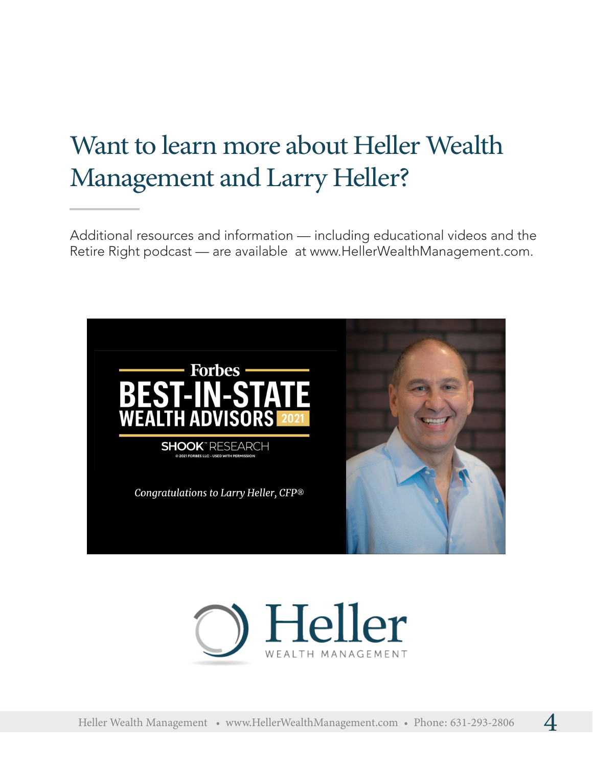# Want to learn more about Heller Wealth Management and Larry Heller?

Additional resources and information — including educational videos and the Retire Right podcast — are available at www.HellerWealthManagement.com.

Forbes

BEST-IN-STATE

WEALTH ADVISORS 2021

SHOOK™ RESEARCH

© 2021 FORBES LLC - USED WITH PERMISSION

*Congratulations to Larry Heller, CFP®*

Heller

WEALTH MANAGEMENT